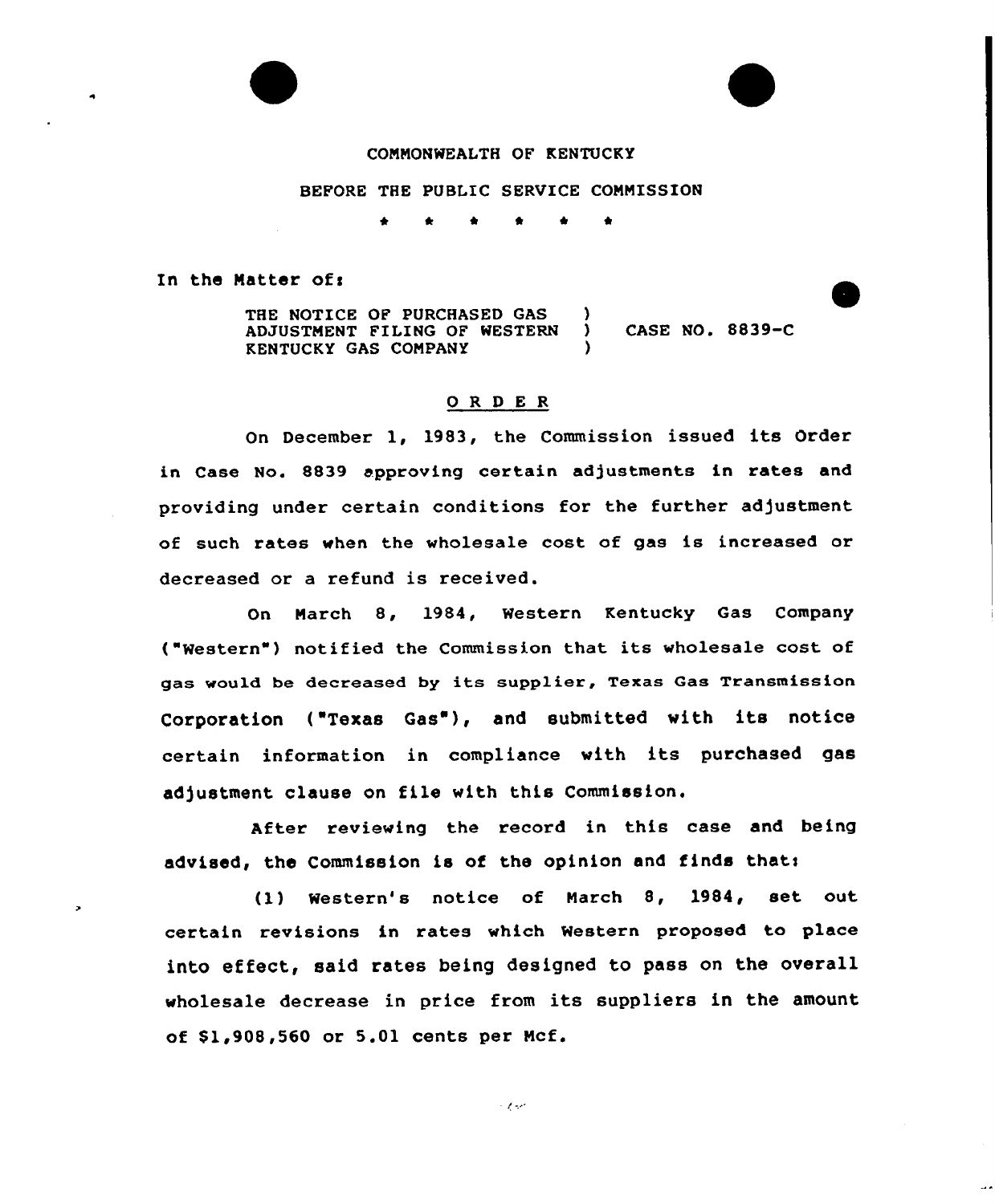COMMONWEALTH OF KENTUCKY

BEFORE THE PUBLIC SERVICE COMMISSION

\* \* \* \* \* \*

In the Matter of:

| | | |
|---|---|---|
| THE NOTICE OF PURCHASED GAS | ) | |
| ADJUSTMENT FILING OF WESTERN | ) | CASE NO. 8839-C |
| KENTUCKY GAS COMPANY | ) | |

# O R D E R

On December 1, 1983, the Commission issued its Order in Case No. 8839 approving certain adjustments in rates and providing under certain conditions for the further adjustment of such rates when the wholesale cost of gas is increased or decreased or a refund is received.

On March 8, 1984, Western Kentucky Gas Company ("Western") notified the Commission that its wholesale cost of gas would be decreased by its supplier, Texas Gas Transmission Corporation ("Texas Gas"), and submitted with its notice certain information in compliance with its purchased gas adjustment clause on file with this Commission.

After reviewing the record in this case and being advised, the Commission is of the opinion and finds that:

(1) Western's notice of March 8, 1984, set out certain revisions in rates which Western proposed to place into effect, said rates being designed to pass on the overall wholesale decrease in price from its suppliers in the amount of $1,908,560 or 5.01 cents per Mcf.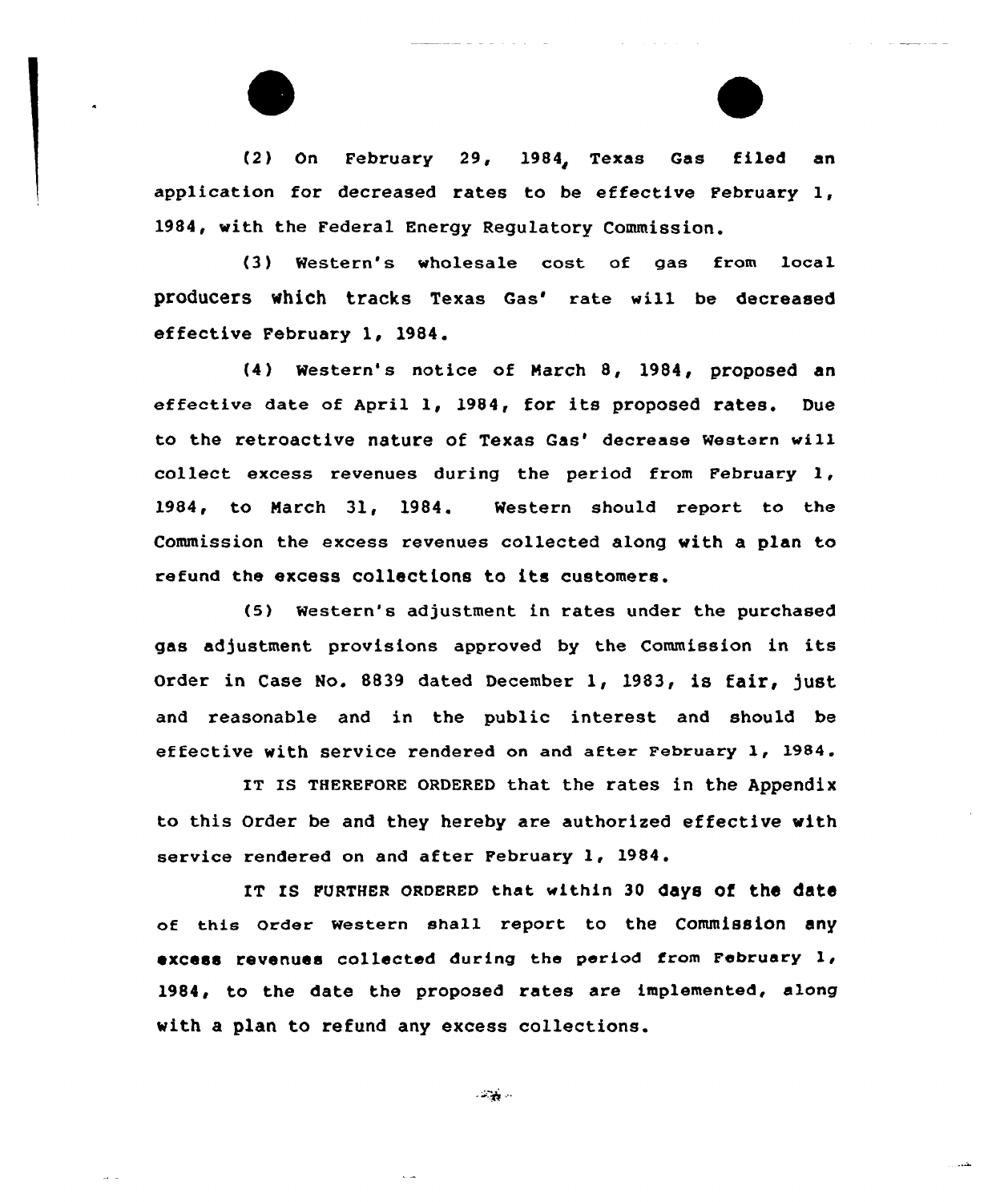(2) On February 29, 1984, Texas Gas filed an application for decreased rates to be effective February 1, 1984, with the Federal Energy Regulatory Commission.

(3) Western's wholesale cost of gas from local producers which tracks Texas Gas' rate will be decreased effective February 1, 1984.

(4) Western's notice of March 8, 1984, proposed an effective date of April 1, 1984, for its proposed rates. Due to the retroactive nature of Texas Gas' decrease Western will collect excess revenues during the period from February 1, 1984, to March 31, 1984. Western should report to the Commission the excess revenues collected along with a plan to refund the excess collections to its customers.

(5) Western's adjustment in rates under the purchased gas adjustment provisions approved by the Commission in its Order in Case No. 8839 dated December 1, 1983, is fair, just and reasonable and in the public interest and should be effective with service rendered on and after February 1, 1984.

IT IS THEREFORE ORDERED that the rates in the Appendix to this Order be and they hereby are authorized effective with service rendered on and after February 1, 1984.

IT IS FURTHER ORDERED that within 30 days of the date of this Order Western shall report to the Commission any excess revenues collected during the period from February 1, 1984, to the date the proposed rates are implemented, along with a plan to refund any excess collections.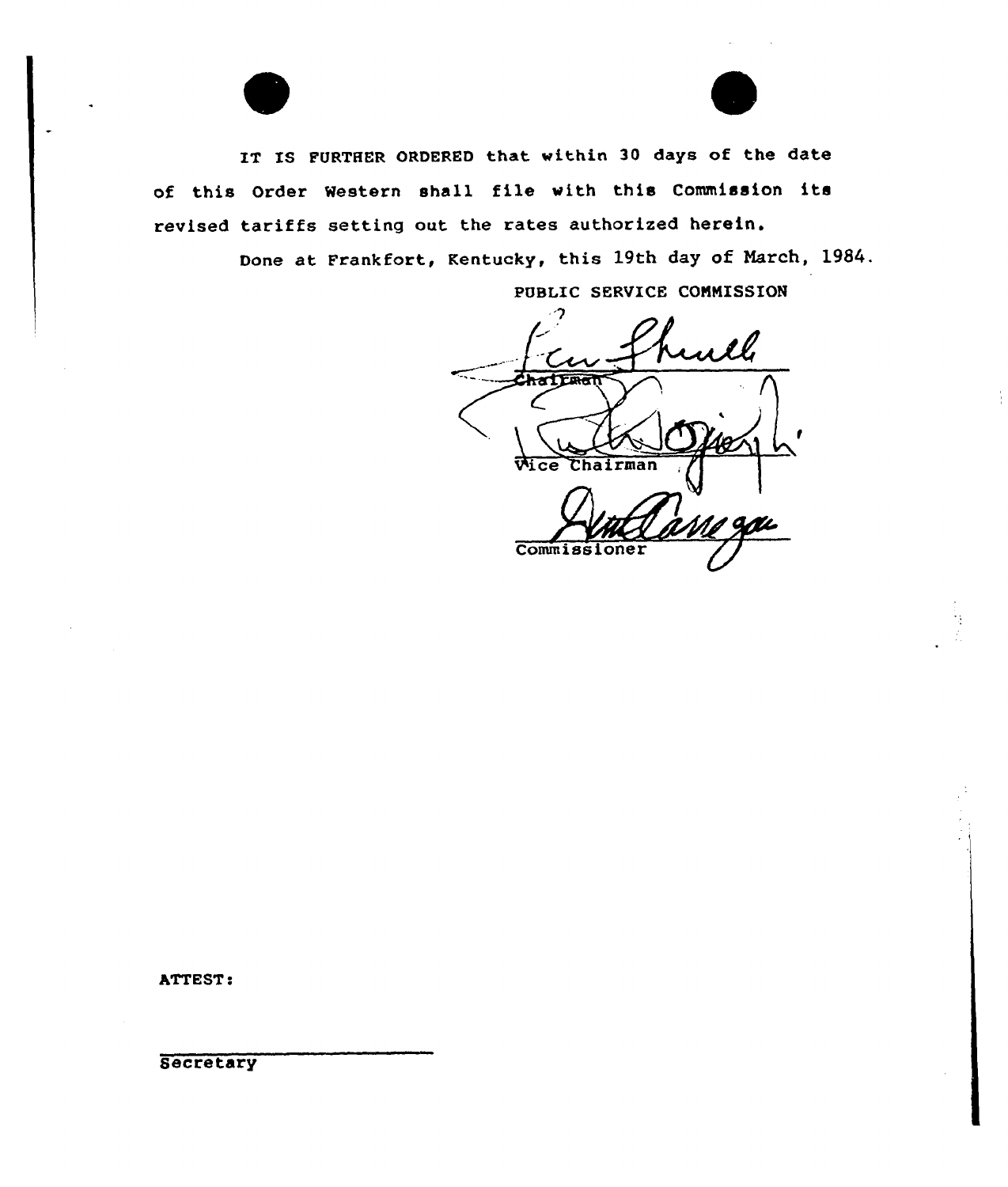IT IS FURTHER ORDERED that within 30 days of the date of this Order Western shall file with this Commission its revised tariffs setting out the rates authorized herein.

Done at Frankfort, Kentucky, this 19th day of March, 1984.

PUBLIC SERVICE COMMISSION

Chairman

Vice Chairman

Commissioner

ATTEST:

Secretary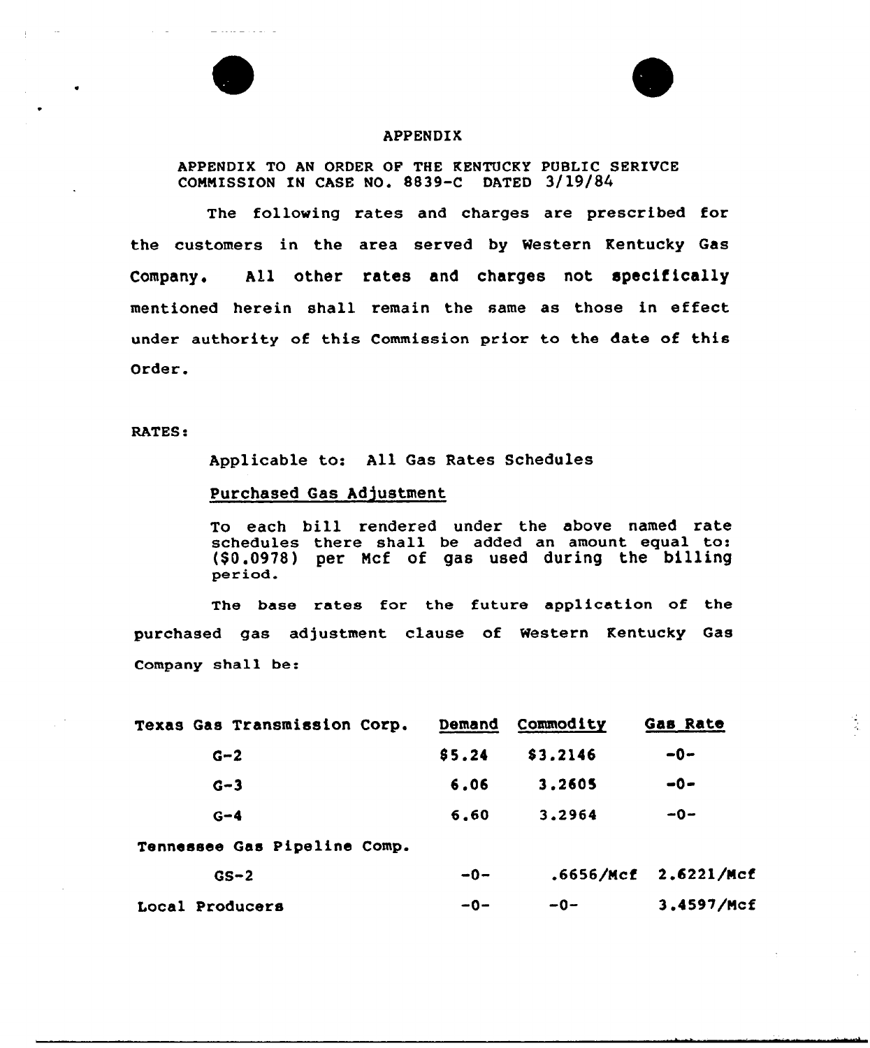# APPENDIX

APPENDIX TO AN ORDER OF THE KENTUCKY PUBLIC SERIVCE COMMISSION IN CASE NO. 8839-C DATED 3/19/84

The following rates and charges are prescribed for the customers in the area served by Western Kentucky Gas Company. All other rates and charges not specifically mentioned herein shall remain the same as those in effect under authority of this Commission prior to the date of this Order.

RATES:

Applicable to: All Gas Rates Schedules

Purchased Gas Adjustment

To each bill rendered under the above named rate schedules there shall be added an amount equal to: ($0.0978) per Mcf of gas used during the billing period.

The base rates for the future application of the purchased gas adjustment clause of Western Kentucky Gas Company shall be:

| Texas Gas Transmission Corp. | Demand | Commodity | Gas Rate |
|---|---|---|---|
| G-2 | $5.24 | $3.2146 | -0- |
| G-3 | 6.06 | 3.2605 | -0- |
| G-4 | 6.60 | 3.2964 | -0- |
| Tennessee Gas Pipeline Comp. | | | |
| GS-2 | -0- | .6656/Mcf | 2.6221/Mcf |
| Local Producers | -0- | -0- | 3.4597/Mcf |